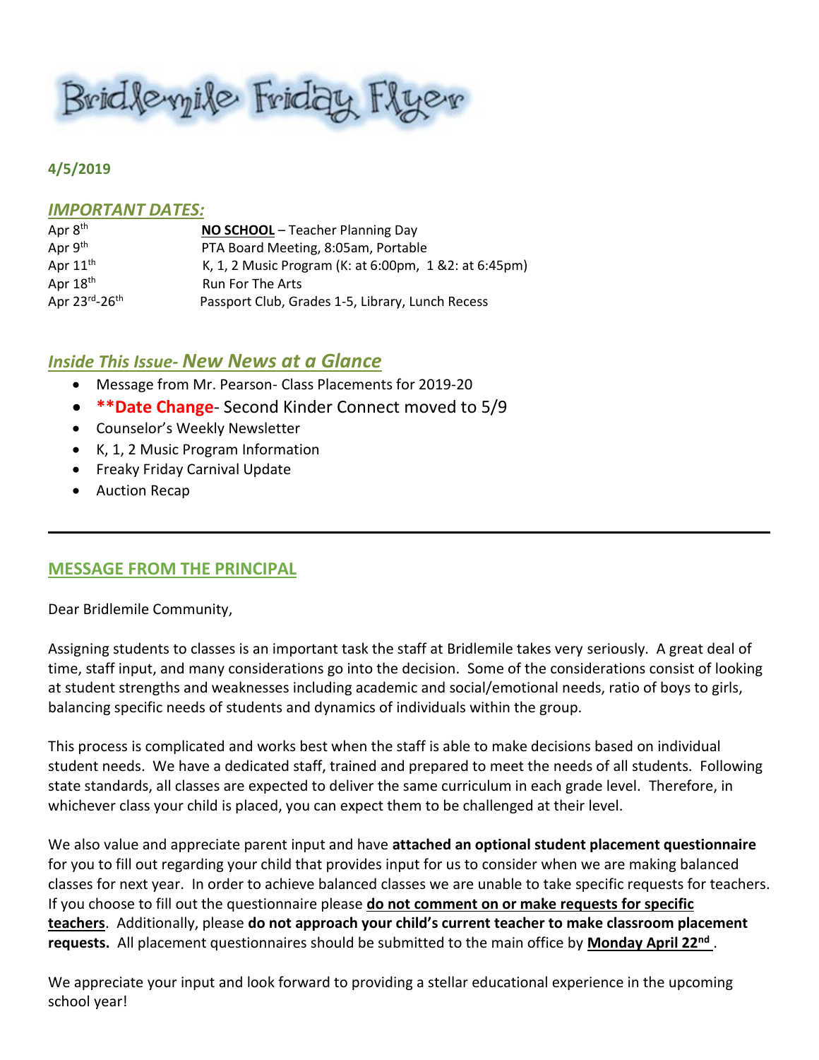# Bridlemile Friday Flyer

**4/5/2019**

## *IMPORTANT DATES:*

| | |
|---|---|
| Apr 8th | **NO SCHOOL** – Teacher Planning Day |
| Apr 9th | PTA Board Meeting, 8:05am, Portable |
| Apr 11th | K, 1, 2 Music Program (K: at 6:00pm, 1 &2: at 6:45pm) |
| Apr 18th | Run For The Arts |
| Apr 23rd-26th | Passport Club, Grades 1-5, Library, Lunch Recess |

## *Inside This Issue- New News at a Glance*

- Message from Mr. Pearson- Class Placements for 2019-20
- **\*\*Date Change**- Second Kinder Connect moved to 5/9
- Counselor's Weekly Newsletter
- K, 1, 2 Music Program Information
- Freaky Friday Carnival Update
- Auction Recap

---

## MESSAGE FROM THE PRINCIPAL

Dear Bridlemile Community,

Assigning students to classes is an important task the staff at Bridlemile takes very seriously. A great deal of time, staff input, and many considerations go into the decision. Some of the considerations consist of looking at student strengths and weaknesses including academic and social/emotional needs, ratio of boys to girls, balancing specific needs of students and dynamics of individuals within the group.

This process is complicated and works best when the staff is able to make decisions based on individual student needs. We have a dedicated staff, trained and prepared to meet the needs of all students. Following state standards, all classes are expected to deliver the same curriculum in each grade level. Therefore, in whichever class your child is placed, you can expect them to be challenged at their level.

We also value and appreciate parent input and have **attached an optional student placement questionnaire** for you to fill out regarding your child that provides input for us to consider when we are making balanced classes for next year. In order to achieve balanced classes we are unable to take specific requests for teachers. If you choose to fill out the questionnaire please **do not comment on or make requests for specific teachers**. Additionally, please **do not approach your child's current teacher to make classroom placement requests.** All placement questionnaires should be submitted to the main office by **Monday April 22nd** .

We appreciate your input and look forward to providing a stellar educational experience in the upcoming school year!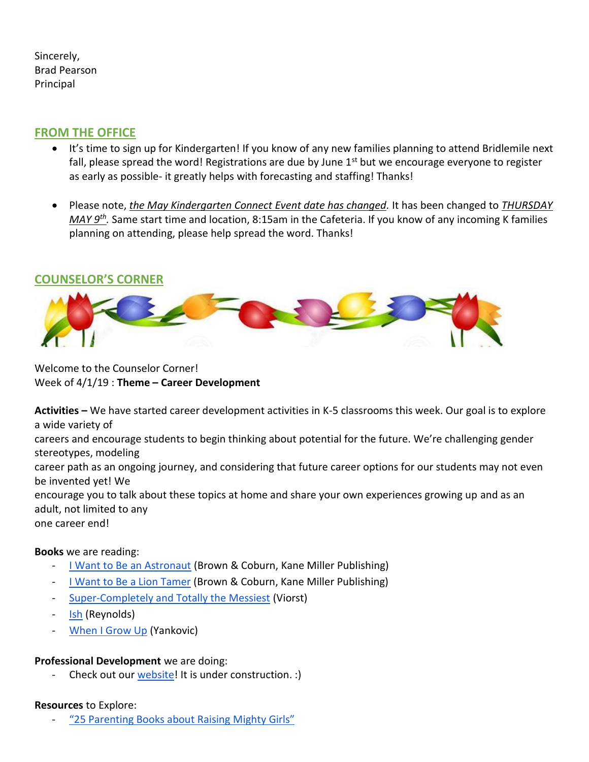Sincerely,
Brad Pearson
Principal

## FROM THE OFFICE

- It's time to sign up for Kindergarten! If you know of any new families planning to attend Bridlemile next fall, please spread the word! Registrations are due by June 1st but we encourage everyone to register as early as possible- it greatly helps with forecasting and staffing! Thanks!

- Please note, *the May Kindergarten Connect Event date has changed.* It has been changed to *THURSDAY MAY 9th.* Same start time and location, 8:15am in the Cafeteria. If you know of any incoming K families planning on attending, please help spread the word. Thanks!

## COUNSELOR'S CORNER

Welcome to the Counselor Corner!
Week of 4/1/19 : **Theme – Career Development**

**Activities –** We have started career development activities in K-5 classrooms this week. Our goal is to explore a wide variety of careers and encourage students to begin thinking about potential for the future. We're challenging gender stereotypes, modeling career path as an ongoing journey, and considering that future career options for our students may not even be invented yet! We encourage you to talk about these topics at home and share your own experiences growing up and as an adult, not limited to any one career end!

**Books** we are reading:

- I Want to Be an Astronaut (Brown & Coburn, Kane Miller Publishing)
- I Want to Be a Lion Tamer (Brown & Coburn, Kane Miller Publishing)
- Super-Completely and Totally the Messiest (Viorst)
- Ish (Reynolds)
- When I Grow Up (Yankovic)

**Professional Development** we are doing:

- Check out our website! It is under construction. :)

**Resources** to Explore:

- "25 Parenting Books about Raising Mighty Girls"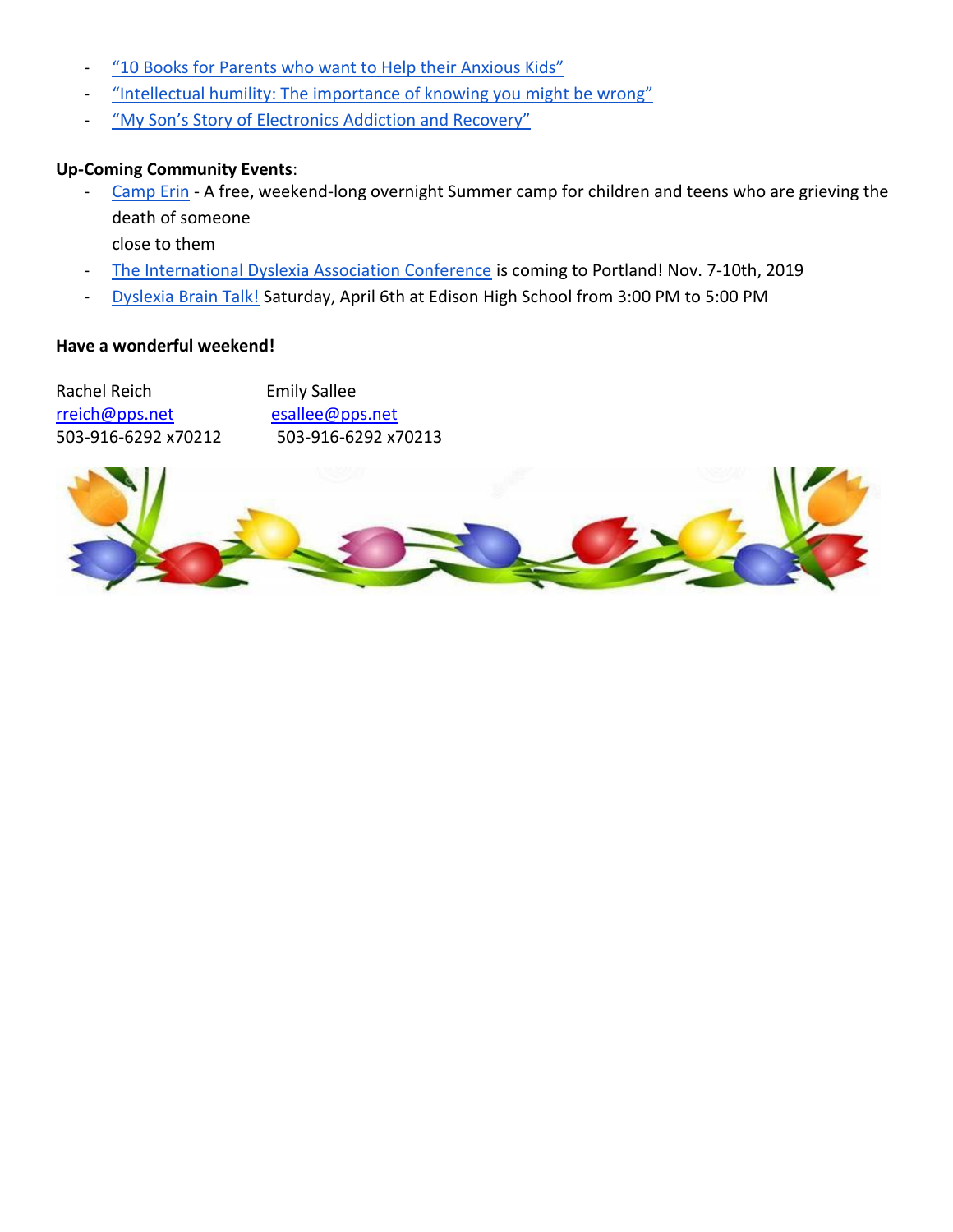- "10 Books for Parents who want to Help their Anxious Kids"
- "Intellectual humility: The importance of knowing you might be wrong"
- "My Son's Story of Electronics Addiction and Recovery"

**Up-Coming Community Events**:

- Camp Erin - A free, weekend-long overnight Summer camp for children and teens who are grieving the death of someone close to them
- The International Dyslexia Association Conference is coming to Portland! Nov. 7-10th, 2019
- Dyslexia Brain Talk! Saturday, April 6th at Edison High School from 3:00 PM to 5:00 PM

**Have a wonderful weekend!**

Rachel Reich
rreich@pps.net
503-916-6292 x70212

Emily Sallee
esallee@pps.net
503-916-6292 x70213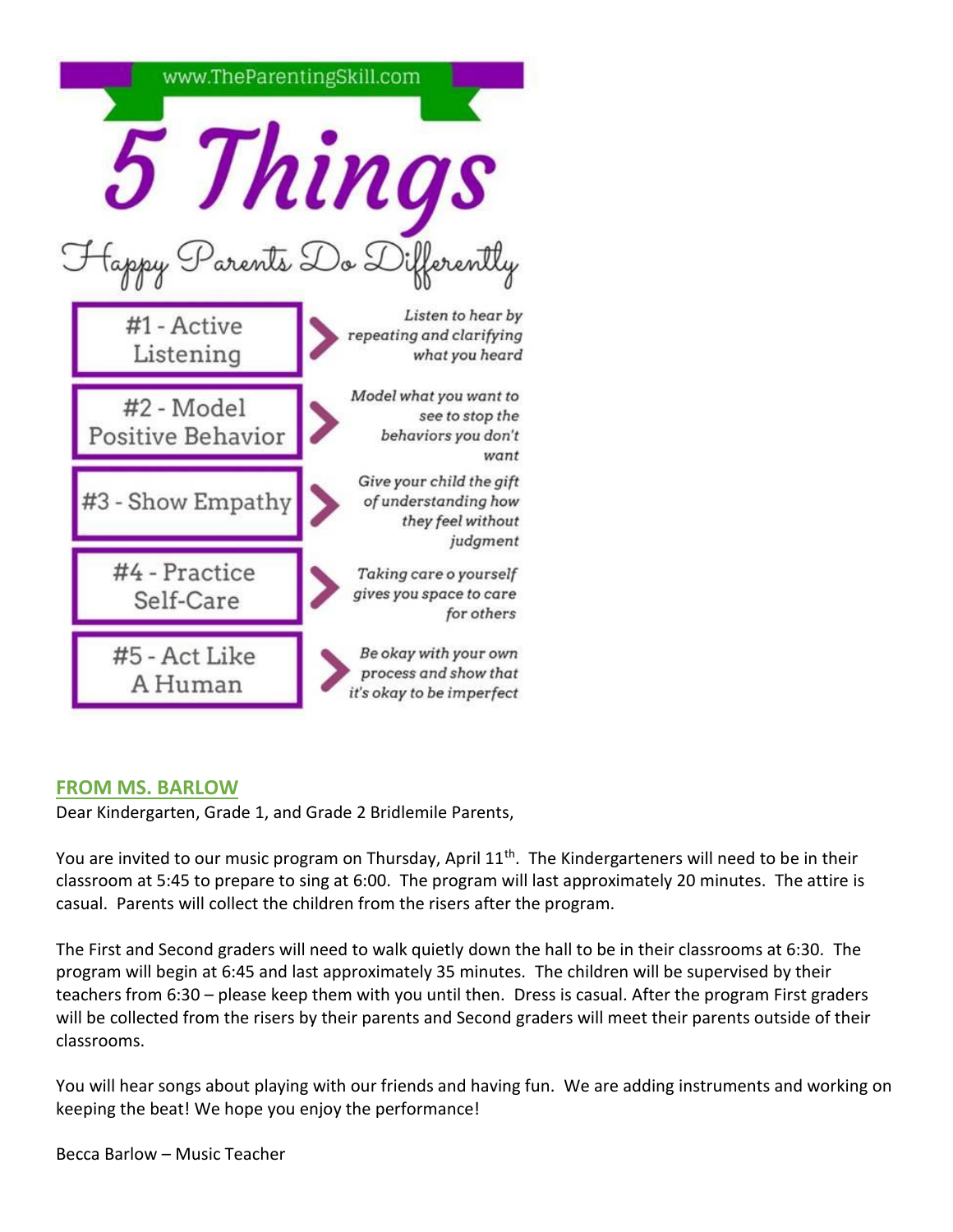www.TheParentingSkill.com

# 5 Things

## Happy Parents Do Differently

| | |
|---|---|
| #1 - Active Listening | *Listen to hear by repeating and clarifying what you heard* |
| #2 - Model Positive Behavior | *Model what you want to see to stop the behaviors you don't want* |
| #3 - Show Empathy | *Give your child the gift of understanding how they feel without judgment* |
| #4 - Practice Self-Care | *Taking care o yourself gives you space to care for others* |
| #5 - Act Like A Human | *Be okay with your own process and show that it's okay to be imperfect* |

## FROM MS. BARLOW

Dear Kindergarten, Grade 1, and Grade 2 Bridlemile Parents,

You are invited to our music program on Thursday, April 11th. The Kindergarteners will need to be in their classroom at 5:45 to prepare to sing at 6:00. The program will last approximately 20 minutes. The attire is casual. Parents will collect the children from the risers after the program.

The First and Second graders will need to walk quietly down the hall to be in their classrooms at 6:30. The program will begin at 6:45 and last approximately 35 minutes. The children will be supervised by their teachers from 6:30 – please keep them with you until then. Dress is casual. After the program First graders will be collected from the risers by their parents and Second graders will meet their parents outside of their classrooms.

You will hear songs about playing with our friends and having fun. We are adding instruments and working on keeping the beat! We hope you enjoy the performance!

Becca Barlow – Music Teacher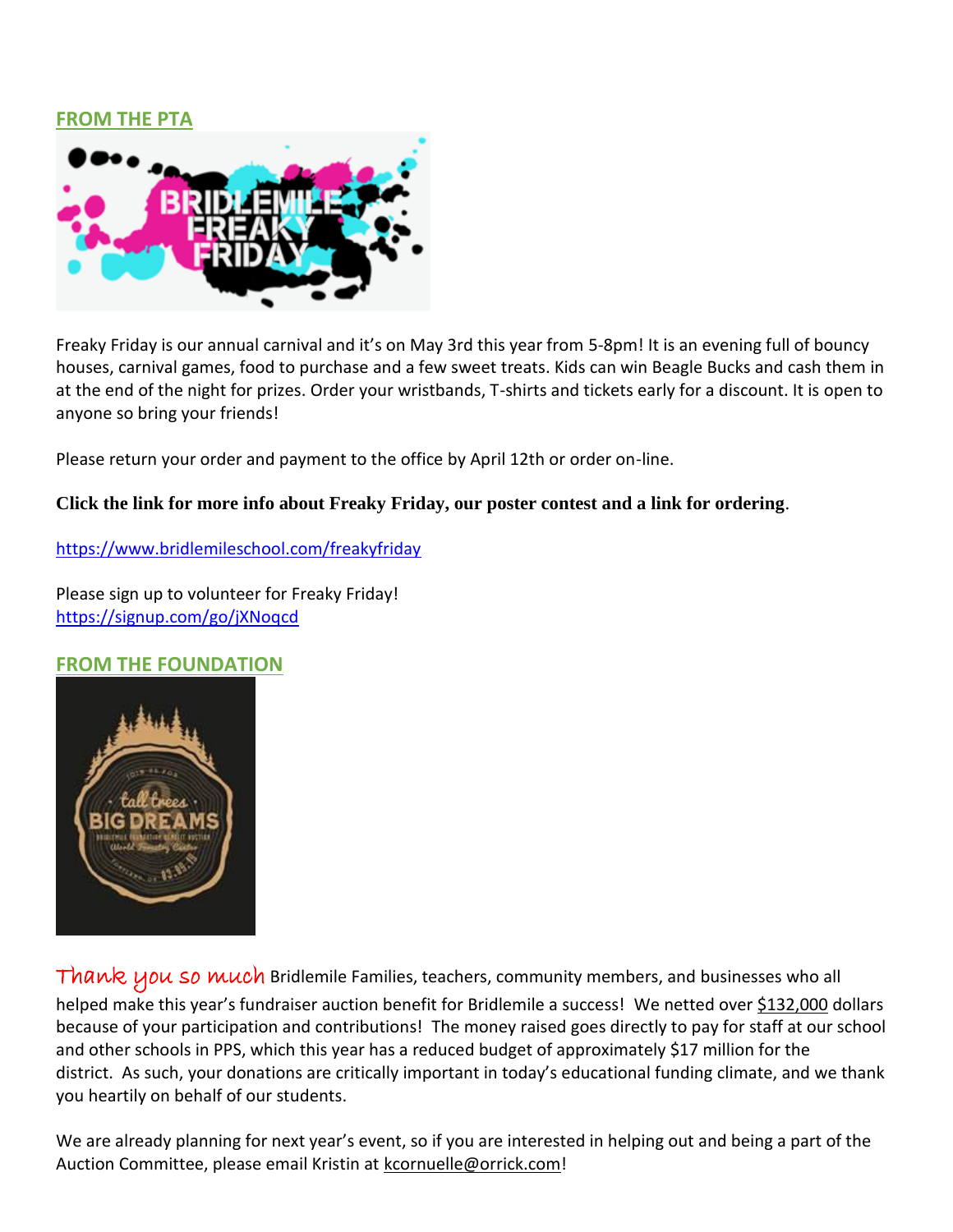## FROM THE PTA

Freaky Friday is our annual carnival and it's on May 3rd this year from 5-8pm! It is an evening full of bouncy houses, carnival games, food to purchase and a few sweet treats. Kids can win Beagle Bucks and cash them in at the end of the night for prizes. Order your wristbands, T-shirts and tickets early for a discount. It is open to anyone so bring your friends!

Please return your order and payment to the office by April 12th or order on-line.

**Click the link for more info about Freaky Friday, our poster contest and a link for ordering**.

https://www.bridlemileschool.com/freakyfriday

Please sign up to volunteer for Freaky Friday!
https://signup.com/go/jXNoqcd

## FROM THE FOUNDATION

Thank you so much Bridlemile Families, teachers, community members, and businesses who all helped make this year's fundraiser auction benefit for Bridlemile a success! We netted over $132,000 dollars because of your participation and contributions! The money raised goes directly to pay for staff at our school and other schools in PPS, which this year has a reduced budget of approximately $17 million for the district. As such, your donations are critically important in today's educational funding climate, and we thank you heartily on behalf of our students.

We are already planning for next year's event, so if you are interested in helping out and being a part of the Auction Committee, please email Kristin at kcornuelle@orrick.com!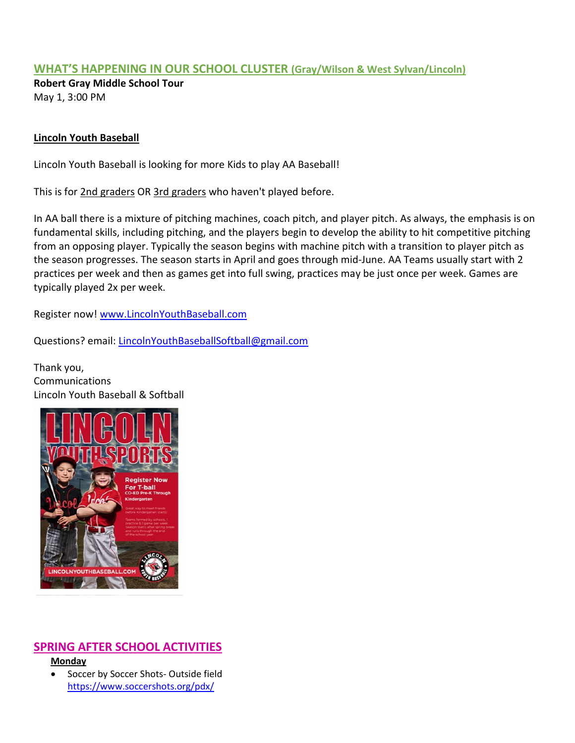## WHAT'S HAPPENING IN OUR SCHOOL CLUSTER (Gray/Wilson & West Sylvan/Lincoln)

**Robert Gray Middle School Tour**
May 1, 3:00 PM

**Lincoln Youth Baseball**

Lincoln Youth Baseball is looking for more Kids to play AA Baseball!

This is for 2nd graders OR 3rd graders who haven't played before.

In AA ball there is a mixture of pitching machines, coach pitch, and player pitch. As always, the emphasis is on fundamental skills, including pitching, and the players begin to develop the ability to hit competitive pitching from an opposing player. Typically the season begins with machine pitch with a transition to player pitch as the season progresses. The season starts in April and goes through mid-June. AA Teams usually start with 2 practices per week and then as games get into full swing, practices may be just once per week. Games are typically played 2x per week.

Register now! www.LincolnYouthBaseball.com

Questions? email: LincolnYouthBaseballSoftball@gmail.com

Thank you,
Communications
Lincoln Youth Baseball & Softball

## SPRING AFTER SCHOOL ACTIVITIES

**Monday**

- Soccer by Soccer Shots- Outside field
  https://www.soccershots.org/pdx/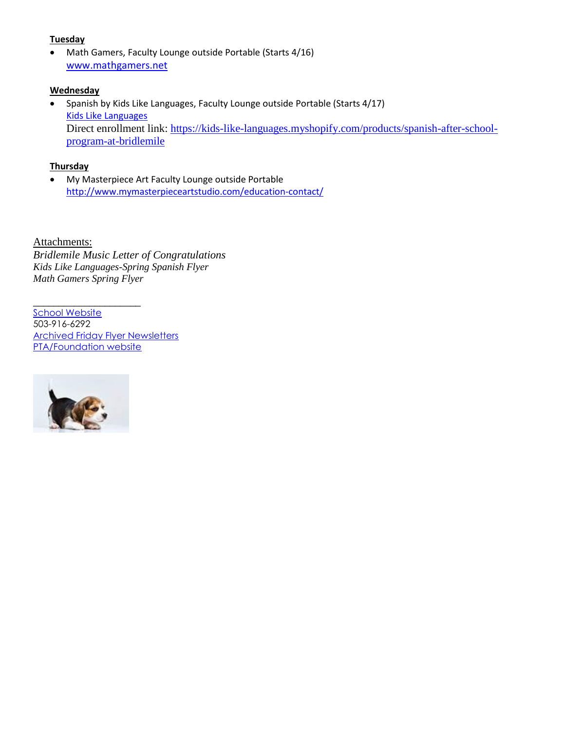**Tuesday**

- Math Gamers, Faculty Lounge outside Portable (Starts 4/16)
  www.mathgamers.net

**Wednesday**

- Spanish by Kids Like Languages, Faculty Lounge outside Portable (Starts 4/17)
  Kids Like Languages
  Direct enrollment link: https://kids-like-languages.myshopify.com/products/spanish-after-school-program-at-bridlemile

**Thursday**

- My Masterpiece Art Faculty Lounge outside Portable
  http://www.mymasterpieceartstudio.com/education-contact/

Attachments:

*Bridlemile Music Letter of Congratulations*
*Kids Like Languages-Spring Spanish Flyer*
*Math Gamers Spring Flyer*

\_\_\_\_\_\_\_\_\_\_\_\_\_\_\_\_\_\_\_\_\_

School Website
503-916-6292
Archived Friday Flyer Newsletters
PTA/Foundation website